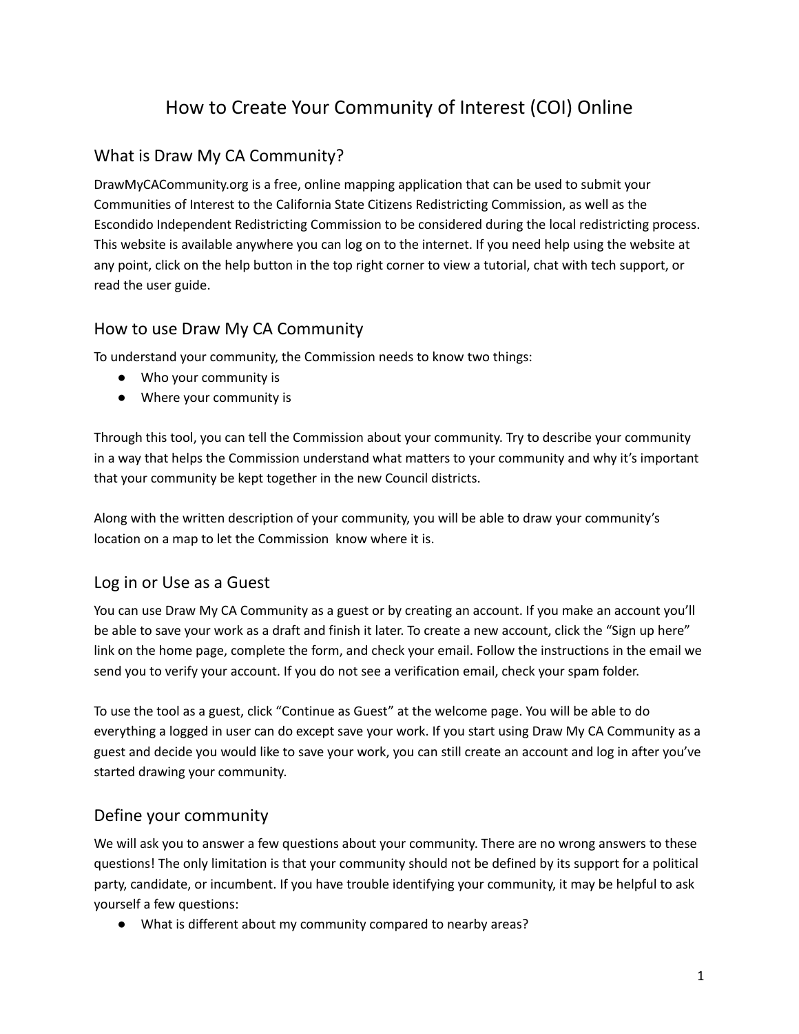# How to Create Your Community of Interest (COI) Online

## What is Draw My CA Community?

DrawMyCACommunity.org is a free, online mapping application that can be used to submit your Communities of Interest to the California State Citizens Redistricting Commission, as well as the Escondido Independent Redistricting Commission to be considered during the local redistricting process. This website is available anywhere you can log on to the internet. If you need help using the website at any point, click on the help button in the top right corner to view a tutorial, chat with tech support, or read the user guide.

## How to use Draw My CA Community

To understand your community, the Commission needs to know two things:

- Who your community is
- Where your community is

Through this tool, you can tell the Commission about your community. Try to describe your community in a way that helps the Commission understand what matters to your community and why it's important that your community be kept together in the new Council districts.

Along with the written description of your community, you will be able to draw your community's location on a map to let the Commission know where it is.

## Log in or Use as a Guest

You can use Draw My CA Community as a guest or by creating an account. If you make an account you'll be able to save your work as a draft and finish it later. To create a new account, click the "Sign up here" link on the home page, complete the form, and check your email. Follow the instructions in the email we send you to verify your account. If you do not see a verification email, check your spam folder.

To use the tool as a guest, click "Continue as Guest" at the welcome page. You will be able to do everything a logged in user can do except save your work. If you start using Draw My CA Community as a guest and decide you would like to save your work, you can still create an account and log in after you've started drawing your community.

## Define your community

We will ask you to answer a few questions about your community. There are no wrong answers to these questions! The only limitation is that your community should not be defined by its support for a political party, candidate, or incumbent. If you have trouble identifying your community, it may be helpful to ask yourself a few questions:

- What is different about my community compared to nearby areas?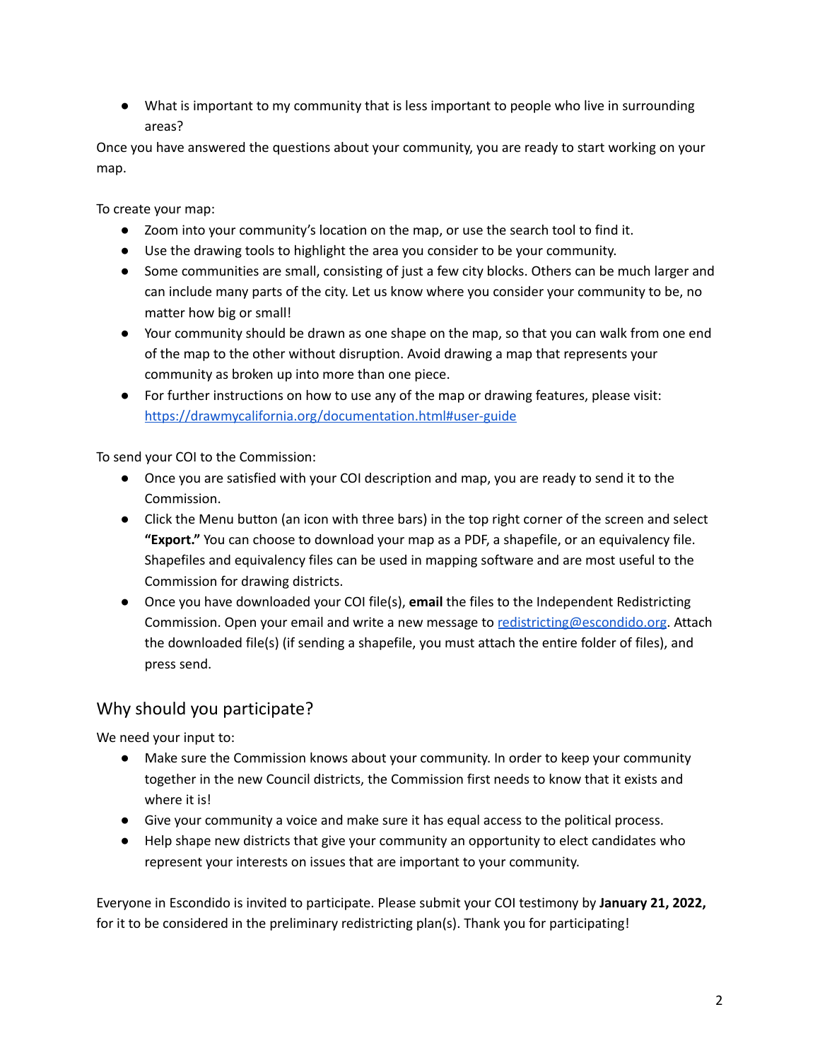- What is important to my community that is less important to people who live in surrounding areas?

Once you have answered the questions about your community, you are ready to start working on your map.

To create your map:

- Zoom into your community's location on the map, or use the search tool to find it.
- Use the drawing tools to highlight the area you consider to be your community.
- Some communities are small, consisting of just a few city blocks. Others can be much larger and can include many parts of the city. Let us know where you consider your community to be, no matter how big or small!
- Your community should be drawn as one shape on the map, so that you can walk from one end of the map to the other without disruption. Avoid drawing a map that represents your community as broken up into more than one piece.
- For further instructions on how to use any of the map or drawing features, please visit: [https://drawmycalifornia.org/documentation.html#user-guide](https://drawmycalifornia.org/documentation.html#user-guide)

To send your COI to the Commission:

- Once you are satisfied with your COI description and map, you are ready to send it to the Commission.
- Click the Menu button (an icon with three bars) in the top right corner of the screen and select **"Export."** You can choose to download your map as a PDF, a shapefile, or an equivalency file. Shapefiles and equivalency files can be used in mapping software and are most useful to the Commission for drawing districts.
- Once you have downloaded your COI file(s), **email** the files to the Independent Redistricting Commission. Open your email and write a new message to [redistricting@escondido.org](mailto:redistricting@escondido.org). Attach the downloaded file(s) (if sending a shapefile, you must attach the entire folder of files), and press send.

## Why should you participate?

We need your input to:

- Make sure the Commission knows about your community. In order to keep your community together in the new Council districts, the Commission first needs to know that it exists and where it is!
- Give your community a voice and make sure it has equal access to the political process.
- Help shape new districts that give your community an opportunity to elect candidates who represent your interests on issues that are important to your community.

Everyone in Escondido is invited to participate. Please submit your COI testimony by **January 21, 2022,** for it to be considered in the preliminary redistricting plan(s). Thank you for participating!